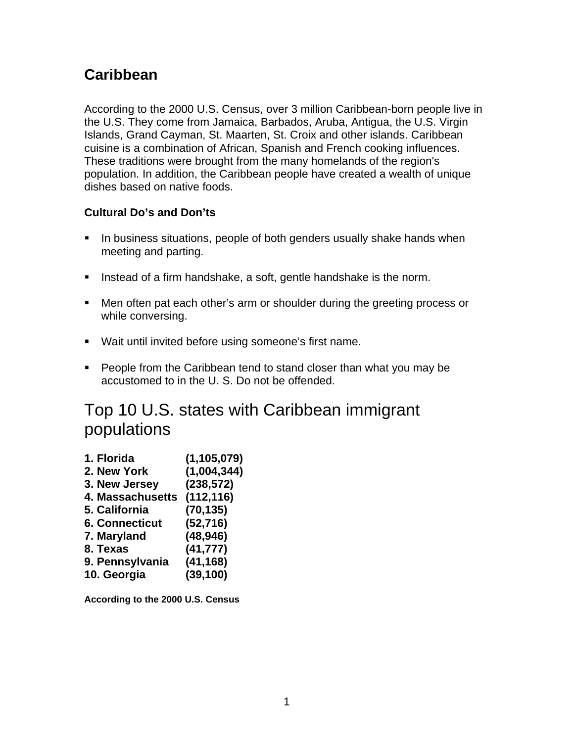# Caribbean

According to the 2000 U.S. Census, over 3 million Caribbean-born people live in the U.S. They come from Jamaica, Barbados, Aruba, Antigua, the U.S. Virgin Islands, Grand Cayman, St. Maarten, St. Croix and other islands. Caribbean cuisine is a combination of African, Spanish and French cooking influences. These traditions were brought from the many homelands of the region's population. In addition, the Caribbean people have created a wealth of unique dishes based on native foods.

### Cultural Do's and Don'ts

- In business situations, people of both genders usually shake hands when meeting and parting.
- Instead of a firm handshake, a soft, gentle handshake is the norm.
- Men often pat each other's arm or shoulder during the greeting process or while conversing.
- Wait until invited before using someone's first name.
- People from the Caribbean tend to stand closer than what you may be accustomed to in the U. S. Do not be offended.

## Top 10 U.S. states with Caribbean immigrant populations

| | |
|---|---|
| **1. Florida** | **(1,105,079)** |
| **2. New York** | **(1,004,344)** |
| **3. New Jersey** | **(238,572)** |
| **4. Massachusetts** | **(112,116)** |
| **5. California** | **(70,135)** |
| **6. Connecticut** | **(52,716)** |
| **7. Maryland** | **(48,946)** |
| **8. Texas** | **(41,777)** |
| **9. Pennsylvania** | **(41,168)** |
| **10. Georgia** | **(39,100)** |

**According to the 2000 U.S. Census**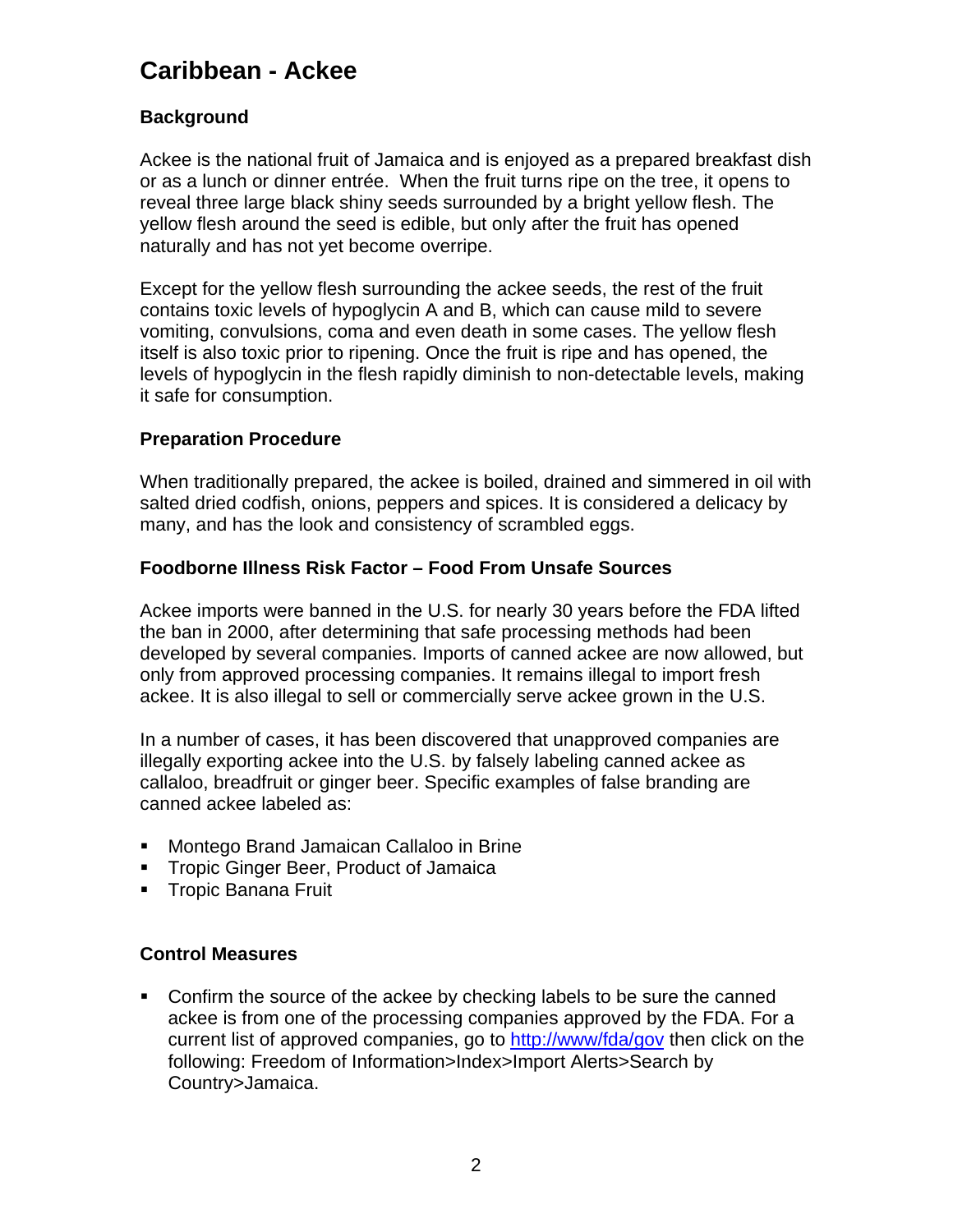# Caribbean - Ackee

## Background

Ackee is the national fruit of Jamaica and is enjoyed as a prepared breakfast dish or as a lunch or dinner entrée. When the fruit turns ripe on the tree, it opens to reveal three large black shiny seeds surrounded by a bright yellow flesh. The yellow flesh around the seed is edible, but only after the fruit has opened naturally and has not yet become overripe.

Except for the yellow flesh surrounding the ackee seeds, the rest of the fruit contains toxic levels of hypoglycin A and B, which can cause mild to severe vomiting, convulsions, coma and even death in some cases. The yellow flesh itself is also toxic prior to ripening. Once the fruit is ripe and has opened, the levels of hypoglycin in the flesh rapidly diminish to non-detectable levels, making it safe for consumption.

## Preparation Procedure

When traditionally prepared, the ackee is boiled, drained and simmered in oil with salted dried codfish, onions, peppers and spices. It is considered a delicacy by many, and has the look and consistency of scrambled eggs.

## Foodborne Illness Risk Factor – Food From Unsafe Sources

Ackee imports were banned in the U.S. for nearly 30 years before the FDA lifted the ban in 2000, after determining that safe processing methods had been developed by several companies. Imports of canned ackee are now allowed, but only from approved processing companies. It remains illegal to import fresh ackee. It is also illegal to sell or commercially serve ackee grown in the U.S.

In a number of cases, it has been discovered that unapproved companies are illegally exporting ackee into the U.S. by falsely labeling canned ackee as callaloo, breadfruit or ginger beer. Specific examples of false branding are canned ackee labeled as:

- Montego Brand Jamaican Callaloo in Brine
- Tropic Ginger Beer, Product of Jamaica
- Tropic Banana Fruit

## Control Measures

- Confirm the source of the ackee by checking labels to be sure the canned ackee is from one of the processing companies approved by the FDA. For a current list of approved companies, go to [http://www/fda/gov](http://www/fda/gov) then click on the following: Freedom of Information>Index>Import Alerts>Search by Country>Jamaica.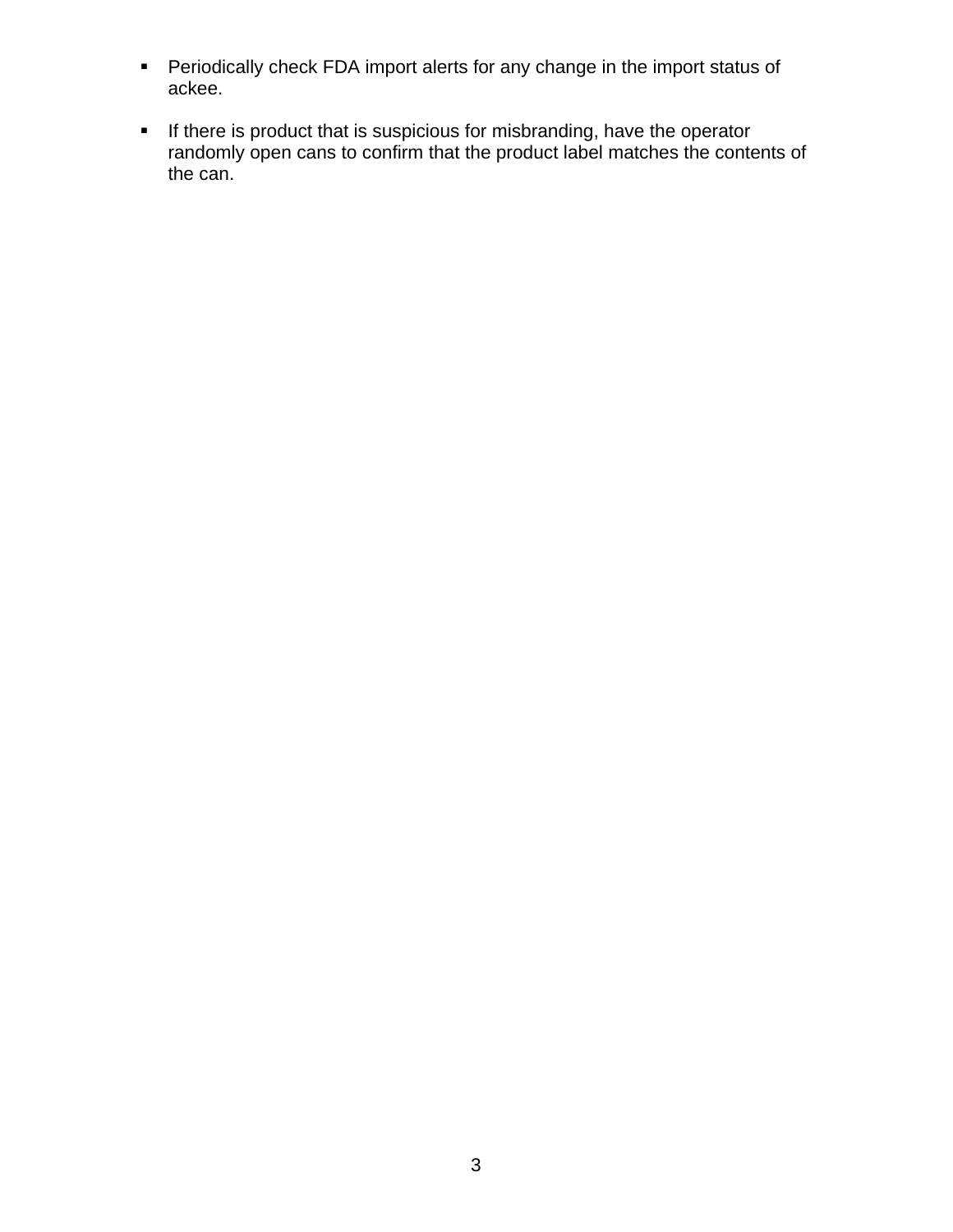- Periodically check FDA import alerts for any change in the import status of ackee.

- If there is product that is suspicious for misbranding, have the operator randomly open cans to confirm that the product label matches the contents of the can.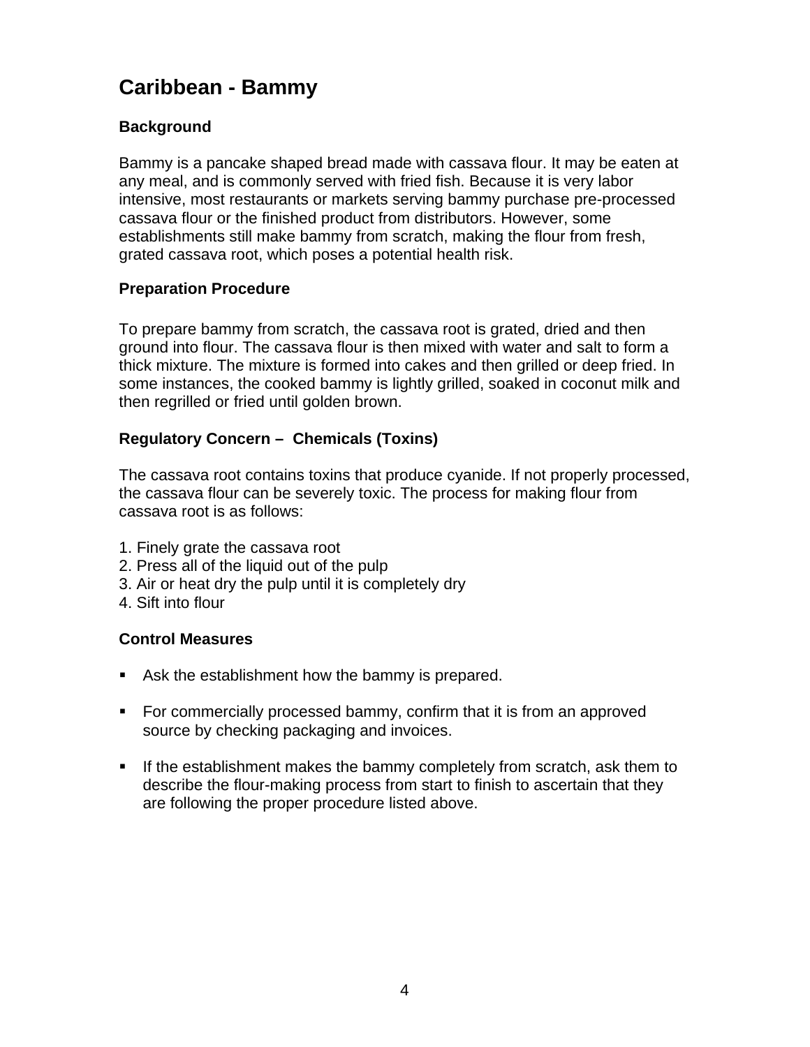# Caribbean - Bammy

### Background

Bammy is a pancake shaped bread made with cassava flour. It may be eaten at any meal, and is commonly served with fried fish. Because it is very labor intensive, most restaurants or markets serving bammy purchase pre-processed cassava flour or the finished product from distributors. However, some establishments still make bammy from scratch, making the flour from fresh, grated cassava root, which poses a potential health risk.

### Preparation Procedure

To prepare bammy from scratch, the cassava root is grated, dried and then ground into flour. The cassava flour is then mixed with water and salt to form a thick mixture. The mixture is formed into cakes and then grilled or deep fried. In some instances, the cooked bammy is lightly grilled, soaked in coconut milk and then regrilled or fried until golden brown.

### Regulatory Concern – Chemicals (Toxins)

The cassava root contains toxins that produce cyanide. If not properly processed, the cassava flour can be severely toxic. The process for making flour from cassava root is as follows:

1. Finely grate the cassava root
2. Press all of the liquid out of the pulp
3. Air or heat dry the pulp until it is completely dry
4. Sift into flour

### Control Measures

- Ask the establishment how the bammy is prepared.
- For commercially processed bammy, confirm that it is from an approved source by checking packaging and invoices.
- If the establishment makes the bammy completely from scratch, ask them to describe the flour-making process from start to finish to ascertain that they are following the proper procedure listed above.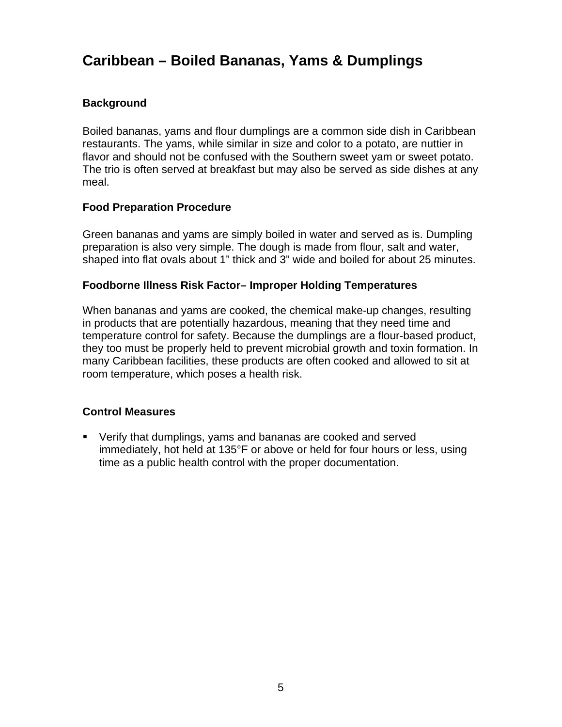# Caribbean – Boiled Bananas, Yams & Dumplings

### Background

Boiled bananas, yams and flour dumplings are a common side dish in Caribbean restaurants. The yams, while similar in size and color to a potato, are nuttier in flavor and should not be confused with the Southern sweet yam or sweet potato. The trio is often served at breakfast but may also be served as side dishes at any meal.

### Food Preparation Procedure

Green bananas and yams are simply boiled in water and served as is. Dumpling preparation is also very simple. The dough is made from flour, salt and water, shaped into flat ovals about 1” thick and 3” wide and boiled for about 25 minutes.

### Foodborne Illness Risk Factor– Improper Holding Temperatures

When bananas and yams are cooked, the chemical make-up changes, resulting in products that are potentially hazardous, meaning that they need time and temperature control for safety. Because the dumplings are a flour-based product, they too must be properly held to prevent microbial growth and toxin formation. In many Caribbean facilities, these products are often cooked and allowed to sit at room temperature, which poses a health risk.

### Control Measures

- Verify that dumplings, yams and bananas are cooked and served immediately, hot held at 135°F or above or held for four hours or less, using time as a public health control with the proper documentation.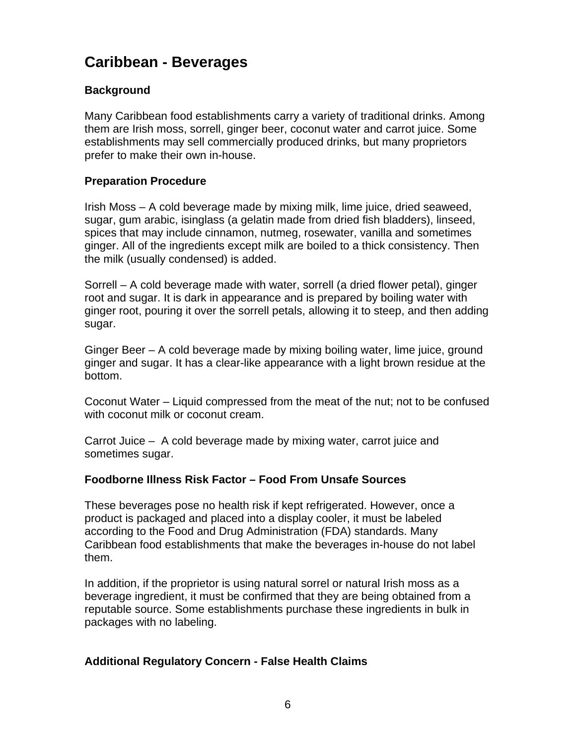# Caribbean - Beverages

### Background

Many Caribbean food establishments carry a variety of traditional drinks. Among them are Irish moss, sorrell, ginger beer, coconut water and carrot juice. Some establishments may sell commercially produced drinks, but many proprietors prefer to make their own in-house.

### Preparation Procedure

Irish Moss – A cold beverage made by mixing milk, lime juice, dried seaweed, sugar, gum arabic, isinglass (a gelatin made from dried fish bladders), linseed, spices that may include cinnamon, nutmeg, rosewater, vanilla and sometimes ginger. All of the ingredients except milk are boiled to a thick consistency. Then the milk (usually condensed) is added.

Sorrell – A cold beverage made with water, sorrell (a dried flower petal), ginger root and sugar. It is dark in appearance and is prepared by boiling water with ginger root, pouring it over the sorrell petals, allowing it to steep, and then adding sugar.

Ginger Beer – A cold beverage made by mixing boiling water, lime juice, ground ginger and sugar. It has a clear-like appearance with a light brown residue at the bottom.

Coconut Water – Liquid compressed from the meat of the nut; not to be confused with coconut milk or coconut cream.

Carrot Juice – A cold beverage made by mixing water, carrot juice and sometimes sugar.

### Foodborne Illness Risk Factor – Food From Unsafe Sources

These beverages pose no health risk if kept refrigerated. However, once a product is packaged and placed into a display cooler, it must be labeled according to the Food and Drug Administration (FDA) standards. Many Caribbean food establishments that make the beverages in-house do not label them.

In addition, if the proprietor is using natural sorrel or natural Irish moss as a beverage ingredient, it must be confirmed that they are being obtained from a reputable source. Some establishments purchase these ingredients in bulk in packages with no labeling.

### Additional Regulatory Concern - False Health Claims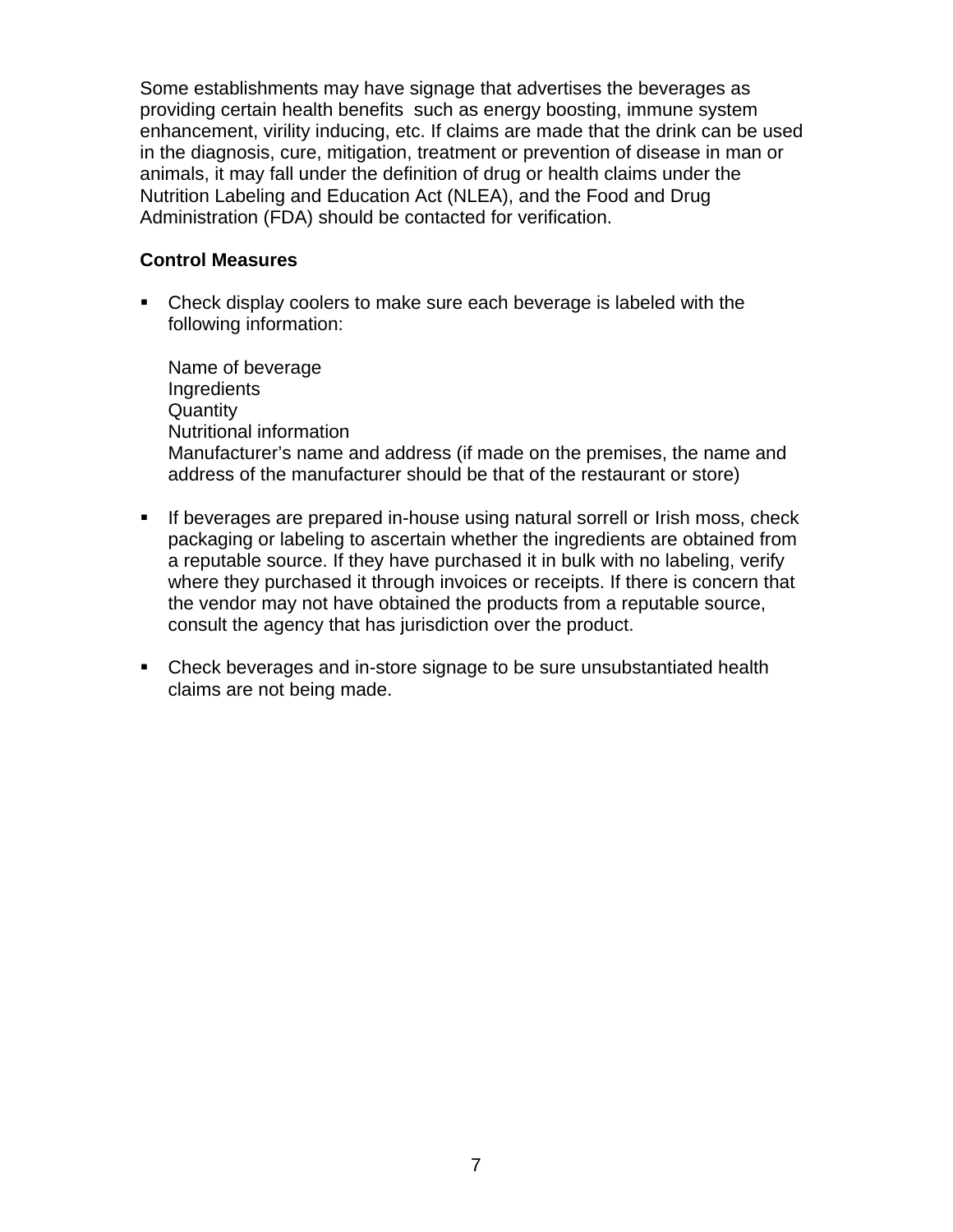Some establishments may have signage that advertises the beverages as providing certain health benefits  such as energy boosting, immune system enhancement, virility inducing, etc. If claims are made that the drink can be used in the diagnosis, cure, mitigation, treatment or prevention of disease in man or animals, it may fall under the definition of drug or health claims under the Nutrition Labeling and Education Act (NLEA), and the Food and Drug Administration (FDA) should be contacted for verification.

**Control Measures**

- Check display coolers to make sure each beverage is labeled with the following information:

  Name of beverage  
  Ingredients  
  Quantity  
  Nutritional information  
  Manufacturer's name and address (if made on the premises, the name and address of the manufacturer should be that of the restaurant or store)

- If beverages are prepared in-house using natural sorrell or Irish moss, check packaging or labeling to ascertain whether the ingredients are obtained from a reputable source. If they have purchased it in bulk with no labeling, verify where they purchased it through invoices or receipts. If there is concern that the vendor may not have obtained the products from a reputable source, consult the agency that has jurisdiction over the product.

- Check beverages and in-store signage to be sure unsubstantiated health claims are not being made.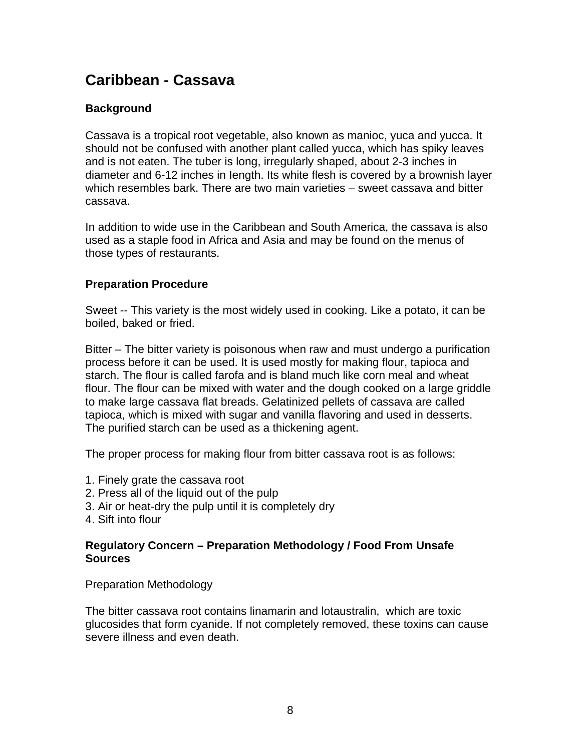# Caribbean - Cassava

### Background

Cassava is a tropical root vegetable, also known as manioc, yuca and yucca. It should not be confused with another plant called yucca, which has spiky leaves and is not eaten. The tuber is long, irregularly shaped, about 2-3 inches in diameter and 6-12 inches in length. Its white flesh is covered by a brownish layer which resembles bark. There are two main varieties – sweet cassava and bitter cassava.

In addition to wide use in the Caribbean and South America, the cassava is also used as a staple food in Africa and Asia and may be found on the menus of those types of restaurants.

### Preparation Procedure

Sweet -- This variety is the most widely used in cooking. Like a potato, it can be boiled, baked or fried.

Bitter – The bitter variety is poisonous when raw and must undergo a purification process before it can be used. It is used mostly for making flour, tapioca and starch. The flour is called farofa and is bland much like corn meal and wheat flour. The flour can be mixed with water and the dough cooked on a large griddle to make large cassava flat breads. Gelatinized pellets of cassava are called tapioca, which is mixed with sugar and vanilla flavoring and used in desserts. The purified starch can be used as a thickening agent.

The proper process for making flour from bitter cassava root is as follows:

1. Finely grate the cassava root
2. Press all of the liquid out of the pulp
3. Air or heat-dry the pulp until it is completely dry
4. Sift into flour

### Regulatory Concern – Preparation Methodology / Food From Unsafe Sources

Preparation Methodology

The bitter cassava root contains linamarin and lotaustralin, which are toxic glucosides that form cyanide. If not completely removed, these toxins can cause severe illness and even death.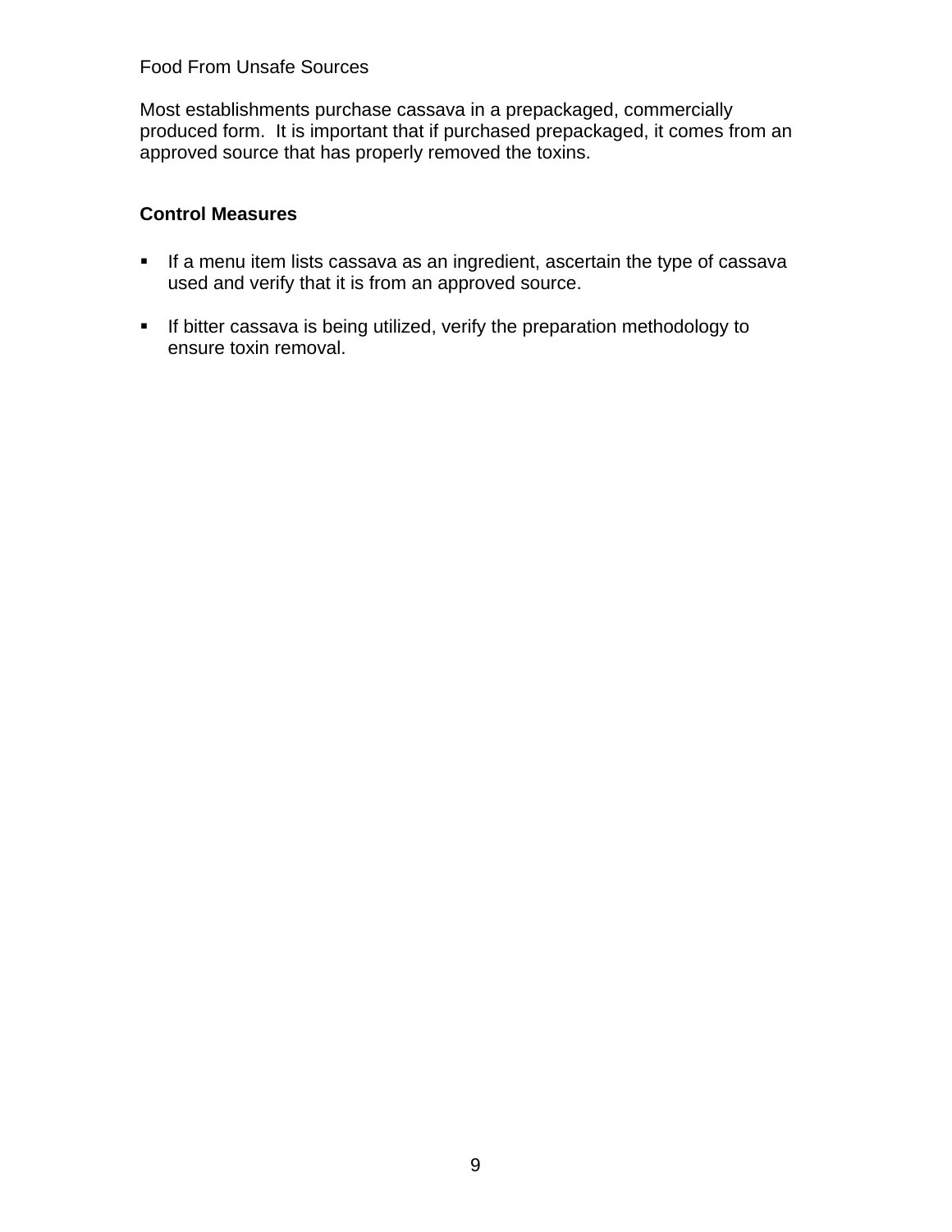Food From Unsafe Sources

Most establishments purchase cassava in a prepackaged, commercially produced form. It is important that if purchased prepackaged, it comes from an approved source that has properly removed the toxins.

**Control Measures**

- If a menu item lists cassava as an ingredient, ascertain the type of cassava used and verify that it is from an approved source.

- If bitter cassava is being utilized, verify the preparation methodology to ensure toxin removal.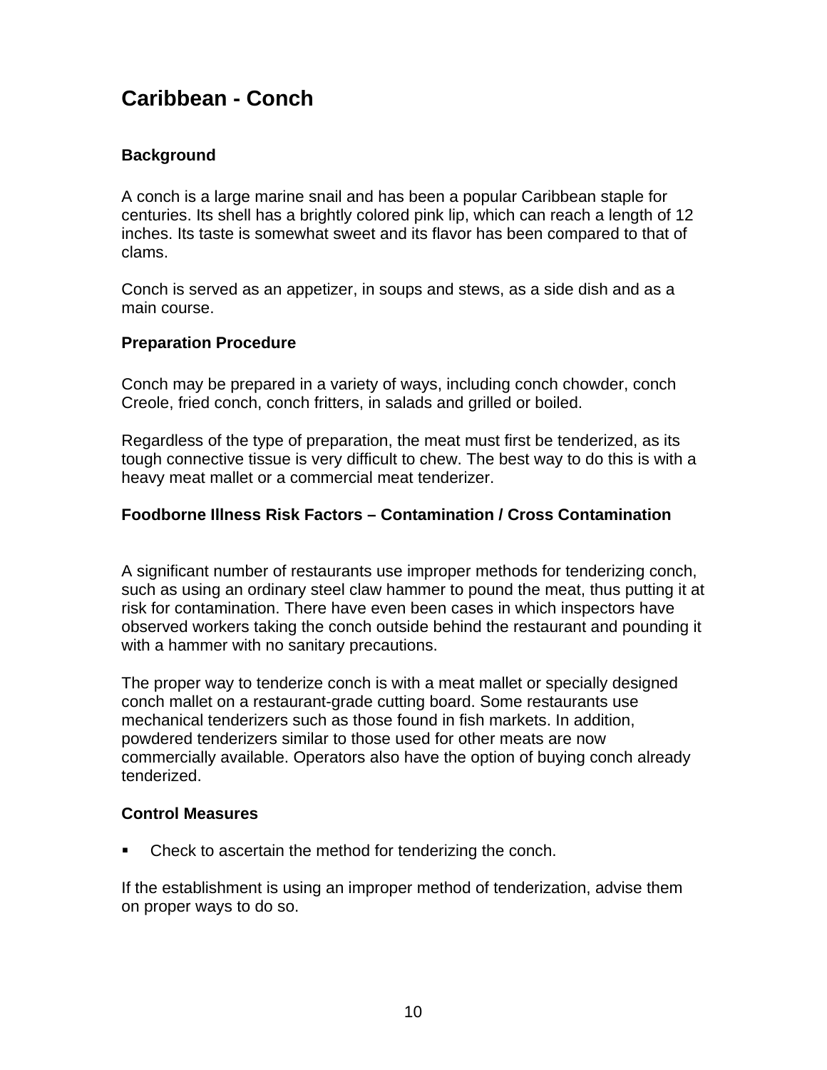# Caribbean - Conch

### Background

A conch is a large marine snail and has been a popular Caribbean staple for centuries. Its shell has a brightly colored pink lip, which can reach a length of 12 inches. Its taste is somewhat sweet and its flavor has been compared to that of clams.

Conch is served as an appetizer, in soups and stews, as a side dish and as a main course.

### Preparation Procedure

Conch may be prepared in a variety of ways, including conch chowder, conch Creole, fried conch, conch fritters, in salads and grilled or boiled.

Regardless of the type of preparation, the meat must first be tenderized, as its tough connective tissue is very difficult to chew. The best way to do this is with a heavy meat mallet or a commercial meat tenderizer.

### Foodborne Illness Risk Factors – Contamination / Cross Contamination

A significant number of restaurants use improper methods for tenderizing conch, such as using an ordinary steel claw hammer to pound the meat, thus putting it at risk for contamination. There have even been cases in which inspectors have observed workers taking the conch outside behind the restaurant and pounding it with a hammer with no sanitary precautions.

The proper way to tenderize conch is with a meat mallet or specially designed conch mallet on a restaurant-grade cutting board. Some restaurants use mechanical tenderizers such as those found in fish markets. In addition, powdered tenderizers similar to those used for other meats are now commercially available. Operators also have the option of buying conch already tenderized.

### Control Measures

- Check to ascertain the method for tenderizing the conch.

If the establishment is using an improper method of tenderization, advise them on proper ways to do so.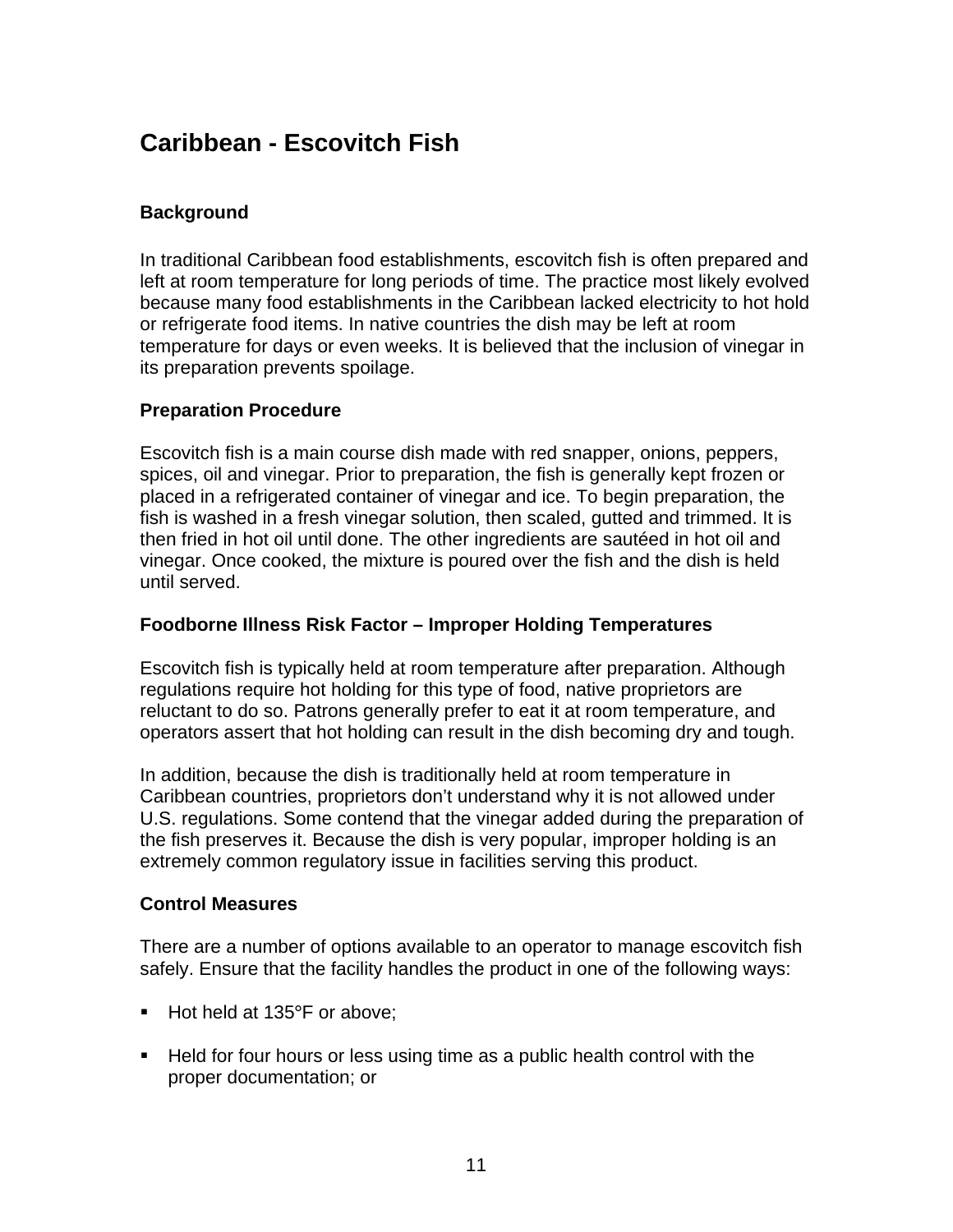## Caribbean - Escovitch Fish

### Background

In traditional Caribbean food establishments, escovitch fish is often prepared and left at room temperature for long periods of time. The practice most likely evolved because many food establishments in the Caribbean lacked electricity to hot hold or refrigerate food items. In native countries the dish may be left at room temperature for days or even weeks. It is believed that the inclusion of vinegar in its preparation prevents spoilage.

### Preparation Procedure

Escovitch fish is a main course dish made with red snapper, onions, peppers, spices, oil and vinegar. Prior to preparation, the fish is generally kept frozen or placed in a refrigerated container of vinegar and ice. To begin preparation, the fish is washed in a fresh vinegar solution, then scaled, gutted and trimmed. It is then fried in hot oil until done. The other ingredients are sautéed in hot oil and vinegar. Once cooked, the mixture is poured over the fish and the dish is held until served.

### Foodborne Illness Risk Factor – Improper Holding Temperatures

Escovitch fish is typically held at room temperature after preparation. Although regulations require hot holding for this type of food, native proprietors are reluctant to do so. Patrons generally prefer to eat it at room temperature, and operators assert that hot holding can result in the dish becoming dry and tough.

In addition, because the dish is traditionally held at room temperature in Caribbean countries, proprietors don't understand why it is not allowed under U.S. regulations. Some contend that the vinegar added during the preparation of the fish preserves it. Because the dish is very popular, improper holding is an extremely common regulatory issue in facilities serving this product.

### Control Measures

There are a number of options available to an operator to manage escovitch fish safely. Ensure that the facility handles the product in one of the following ways:

- Hot held at 135°F or above;
- Held for four hours or less using time as a public health control with the proper documentation; or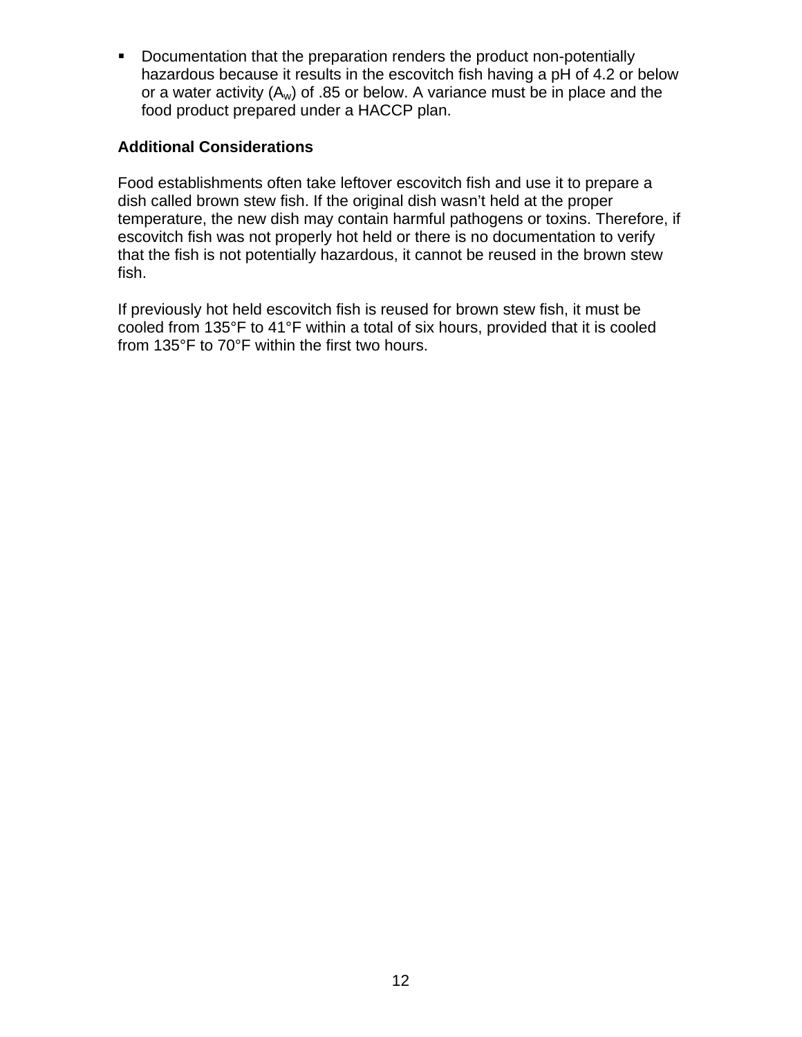- Documentation that the preparation renders the product non-potentially hazardous because it results in the escovitch fish having a pH of 4.2 or below or a water activity ($A_w$) of .85 or below. A variance must be in place and the food product prepared under a HACCP plan.

**Additional Considerations**

Food establishments often take leftover escovitch fish and use it to prepare a dish called brown stew fish. If the original dish wasn't held at the proper temperature, the new dish may contain harmful pathogens or toxins. Therefore, if escovitch fish was not properly hot held or there is no documentation to verify that the fish is not potentially hazardous, it cannot be reused in the brown stew fish.

If previously hot held escovitch fish is reused for brown stew fish, it must be cooled from 135°F to 41°F within a total of six hours, provided that it is cooled from 135°F to 70°F within the first two hours.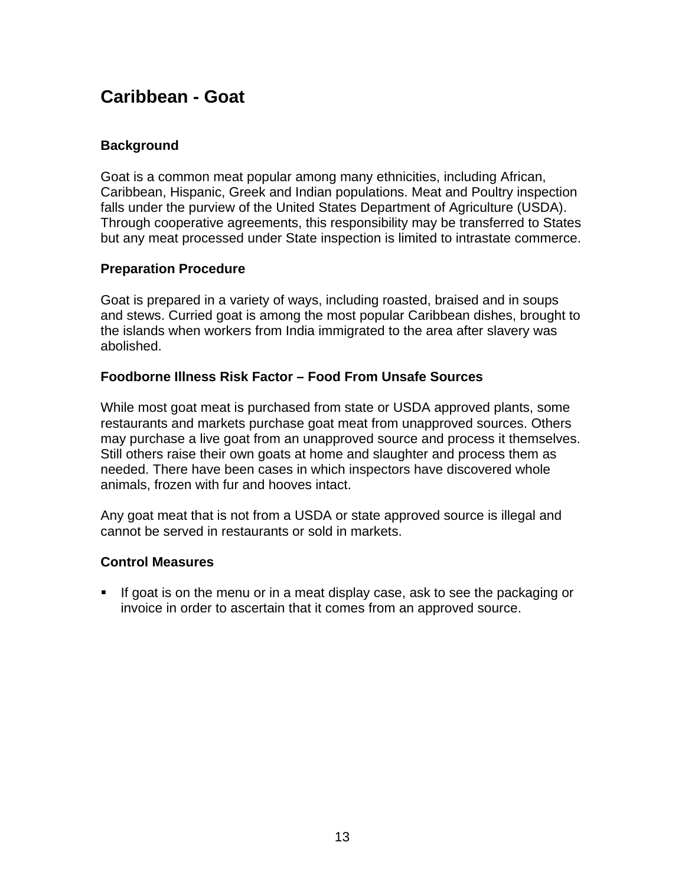## Caribbean - Goat

### Background

Goat is a common meat popular among many ethnicities, including African, Caribbean, Hispanic, Greek and Indian populations. Meat and Poultry inspection falls under the purview of the United States Department of Agriculture (USDA). Through cooperative agreements, this responsibility may be transferred to States but any meat processed under State inspection is limited to intrastate commerce.

### Preparation Procedure

Goat is prepared in a variety of ways, including roasted, braised and in soups and stews. Curried goat is among the most popular Caribbean dishes, brought to the islands when workers from India immigrated to the area after slavery was abolished.

### Foodborne Illness Risk Factor – Food From Unsafe Sources

While most goat meat is purchased from state or USDA approved plants, some restaurants and markets purchase goat meat from unapproved sources. Others may purchase a live goat from an unapproved source and process it themselves. Still others raise their own goats at home and slaughter and process them as needed. There have been cases in which inspectors have discovered whole animals, frozen with fur and hooves intact.

Any goat meat that is not from a USDA or state approved source is illegal and cannot be served in restaurants or sold in markets.

### Control Measures

- If goat is on the menu or in a meat display case, ask to see the packaging or invoice in order to ascertain that it comes from an approved source.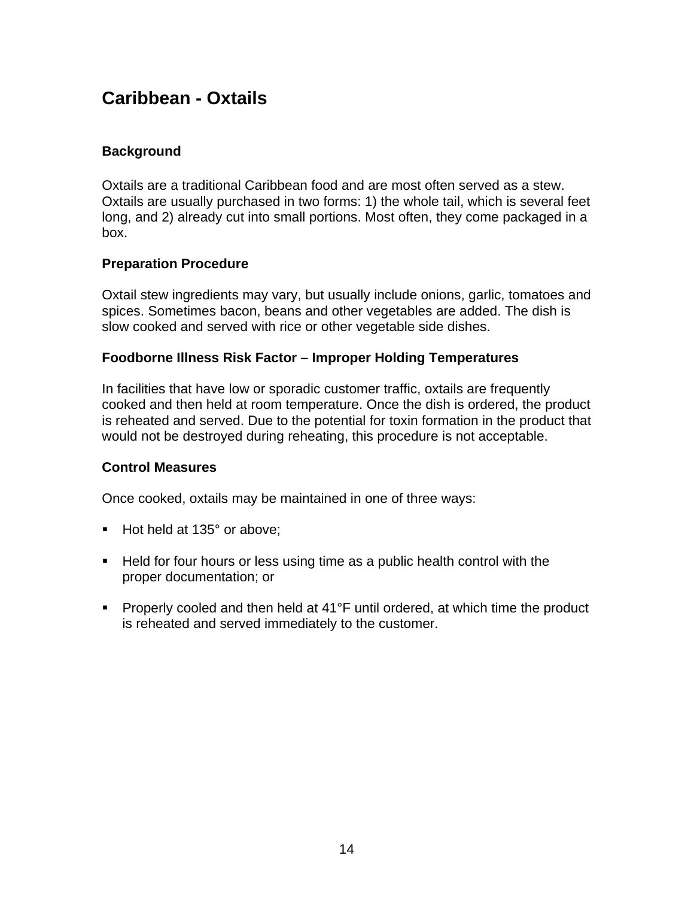## Caribbean - Oxtails

### Background

Oxtails are a traditional Caribbean food and are most often served as a stew. Oxtails are usually purchased in two forms: 1) the whole tail, which is several feet long, and 2) already cut into small portions. Most often, they come packaged in a box.

### Preparation Procedure

Oxtail stew ingredients may vary, but usually include onions, garlic, tomatoes and spices. Sometimes bacon, beans and other vegetables are added. The dish is slow cooked and served with rice or other vegetable side dishes.

### Foodborne Illness Risk Factor – Improper Holding Temperatures

In facilities that have low or sporadic customer traffic, oxtails are frequently cooked and then held at room temperature. Once the dish is ordered, the product is reheated and served. Due to the potential for toxin formation in the product that would not be destroyed during reheating, this procedure is not acceptable.

### Control Measures

Once cooked, oxtails may be maintained in one of three ways:

- Hot held at 135° or above;
- Held for four hours or less using time as a public health control with the proper documentation; or
- Properly cooled and then held at 41°F until ordered, at which time the product is reheated and served immediately to the customer.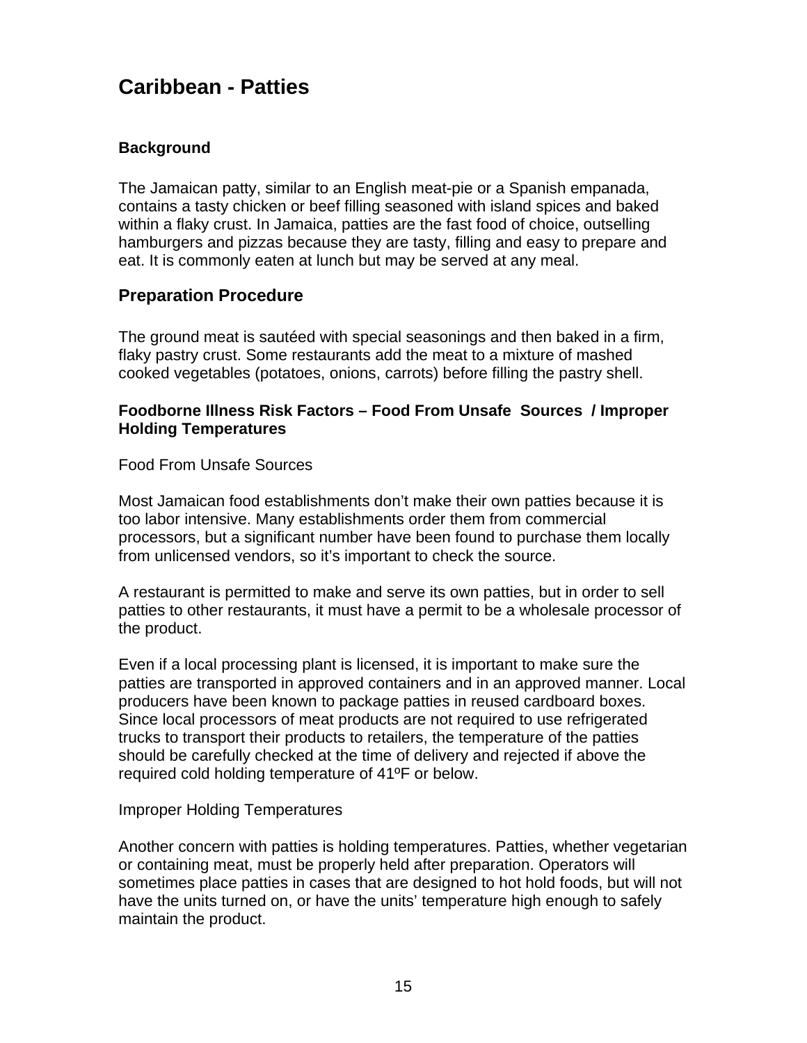# Caribbean - Patties

### Background

The Jamaican patty, similar to an English meat-pie or a Spanish empanada, contains a tasty chicken or beef filling seasoned with island spices and baked within a flaky crust. In Jamaica, patties are the fast food of choice, outselling hamburgers and pizzas because they are tasty, filling and easy to prepare and eat. It is commonly eaten at lunch but may be served at any meal.

## Preparation Procedure

The ground meat is sautéed with special seasonings and then baked in a firm, flaky pastry crust. Some restaurants add the meat to a mixture of mashed cooked vegetables (potatoes, onions, carrots) before filling the pastry shell.

### Foodborne Illness Risk Factors – Food From Unsafe Sources / Improper Holding Temperatures

Food From Unsafe Sources

Most Jamaican food establishments don't make their own patties because it is too labor intensive. Many establishments order them from commercial processors, but a significant number have been found to purchase them locally from unlicensed vendors, so it's important to check the source.

A restaurant is permitted to make and serve its own patties, but in order to sell patties to other restaurants, it must have a permit to be a wholesale processor of the product.

Even if a local processing plant is licensed, it is important to make sure the patties are transported in approved containers and in an approved manner. Local producers have been known to package patties in reused cardboard boxes. Since local processors of meat products are not required to use refrigerated trucks to transport their products to retailers, the temperature of the patties should be carefully checked at the time of delivery and rejected if above the required cold holding temperature of 41ºF or below.

Improper Holding Temperatures

Another concern with patties is holding temperatures. Patties, whether vegetarian or containing meat, must be properly held after preparation. Operators will sometimes place patties in cases that are designed to hot hold foods, but will not have the units turned on, or have the units' temperature high enough to safely maintain the product.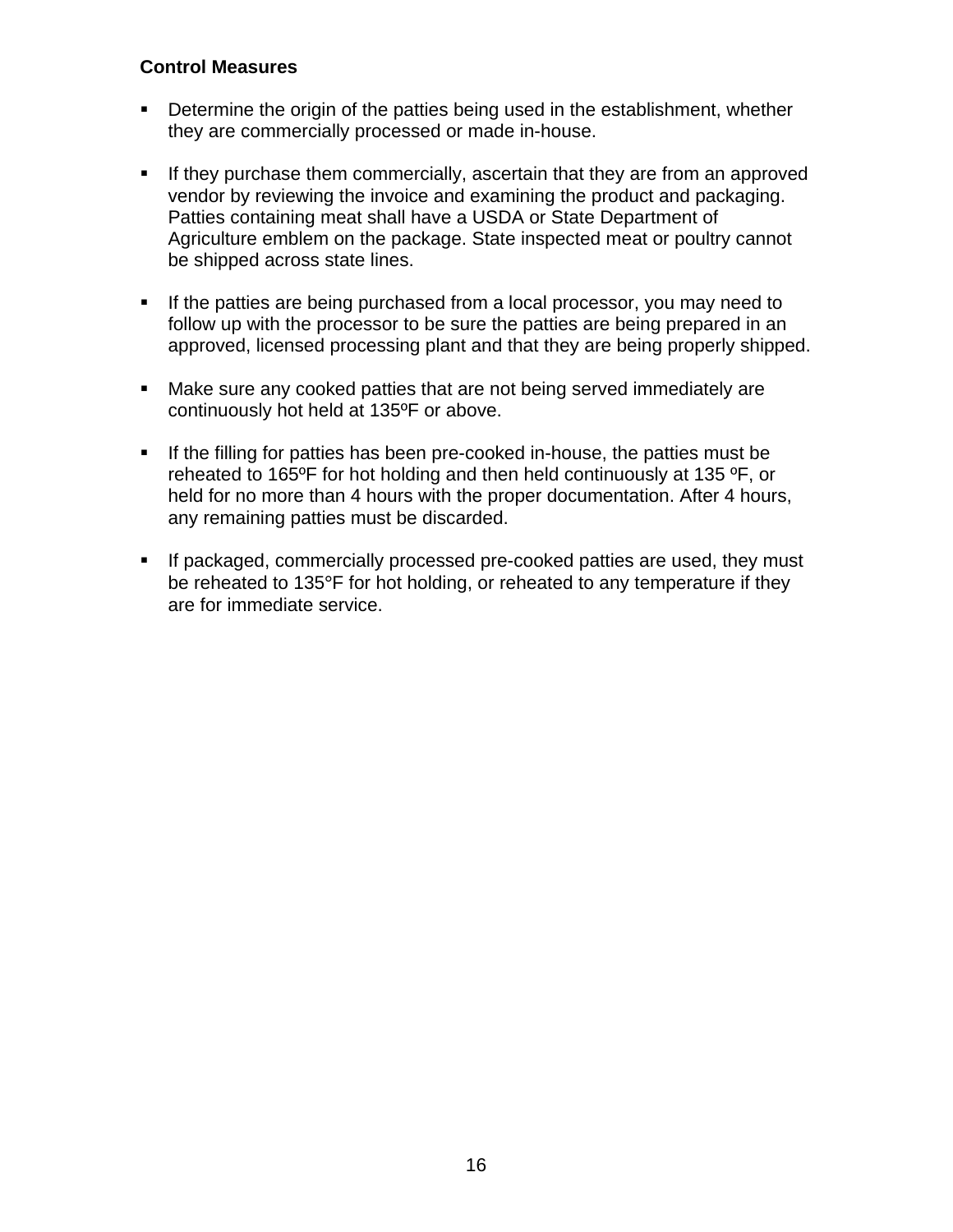**Control Measures**

- Determine the origin of the patties being used in the establishment, whether they are commercially processed or made in-house.

- If they purchase them commercially, ascertain that they are from an approved vendor by reviewing the invoice and examining the product and packaging. Patties containing meat shall have a USDA or State Department of Agriculture emblem on the package. State inspected meat or poultry cannot be shipped across state lines.

- If the patties are being purchased from a local processor, you may need to follow up with the processor to be sure the patties are being prepared in an approved, licensed processing plant and that they are being properly shipped.

- Make sure any cooked patties that are not being served immediately are continuously hot held at 135ºF or above.

- If the filling for patties has been pre-cooked in-house, the patties must be reheated to 165ºF for hot holding and then held continuously at 135 ºF, or held for no more than 4 hours with the proper documentation. After 4 hours, any remaining patties must be discarded.

- If packaged, commercially processed pre-cooked patties are used, they must be reheated to 135°F for hot holding, or reheated to any temperature if they are for immediate service.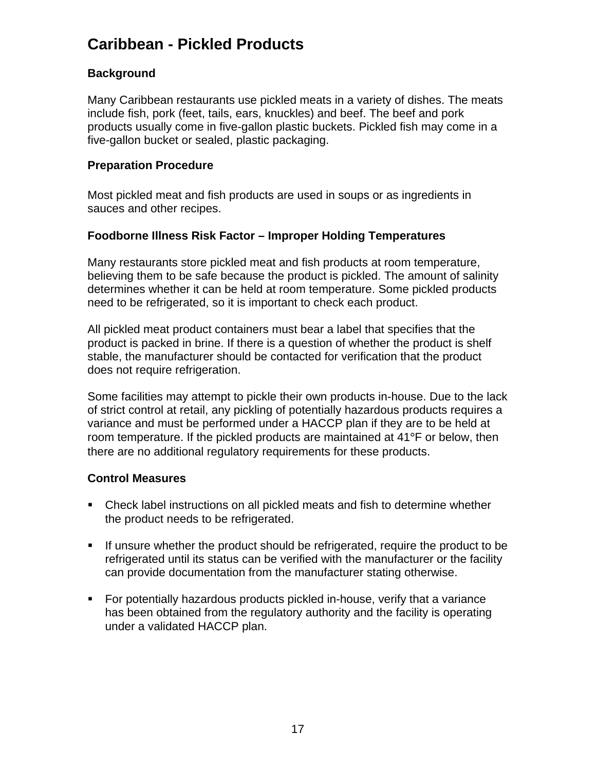# Caribbean - Pickled Products

## Background

Many Caribbean restaurants use pickled meats in a variety of dishes. The meats include fish, pork (feet, tails, ears, knuckles) and beef. The beef and pork products usually come in five-gallon plastic buckets. Pickled fish may come in a five-gallon bucket or sealed, plastic packaging.

## Preparation Procedure

Most pickled meat and fish products are used in soups or as ingredients in sauces and other recipes.

## Foodborne Illness Risk Factor – Improper Holding Temperatures

Many restaurants store pickled meat and fish products at room temperature, believing them to be safe because the product is pickled. The amount of salinity determines whether it can be held at room temperature. Some pickled products need to be refrigerated, so it is important to check each product.

All pickled meat product containers must bear a label that specifies that the product is packed in brine. If there is a question of whether the product is shelf stable, the manufacturer should be contacted for verification that the product does not require refrigeration.

Some facilities may attempt to pickle their own products in-house. Due to the lack of strict control at retail, any pickling of potentially hazardous products requires a variance and must be performed under a HACCP plan if they are to be held at room temperature. If the pickled products are maintained at 41°F or below, then there are no additional regulatory requirements for these products.

## Control Measures

- Check label instructions on all pickled meats and fish to determine whether the product needs to be refrigerated.
- If unsure whether the product should be refrigerated, require the product to be refrigerated until its status can be verified with the manufacturer or the facility can provide documentation from the manufacturer stating otherwise.
- For potentially hazardous products pickled in-house, verify that a variance has been obtained from the regulatory authority and the facility is operating under a validated HACCP plan.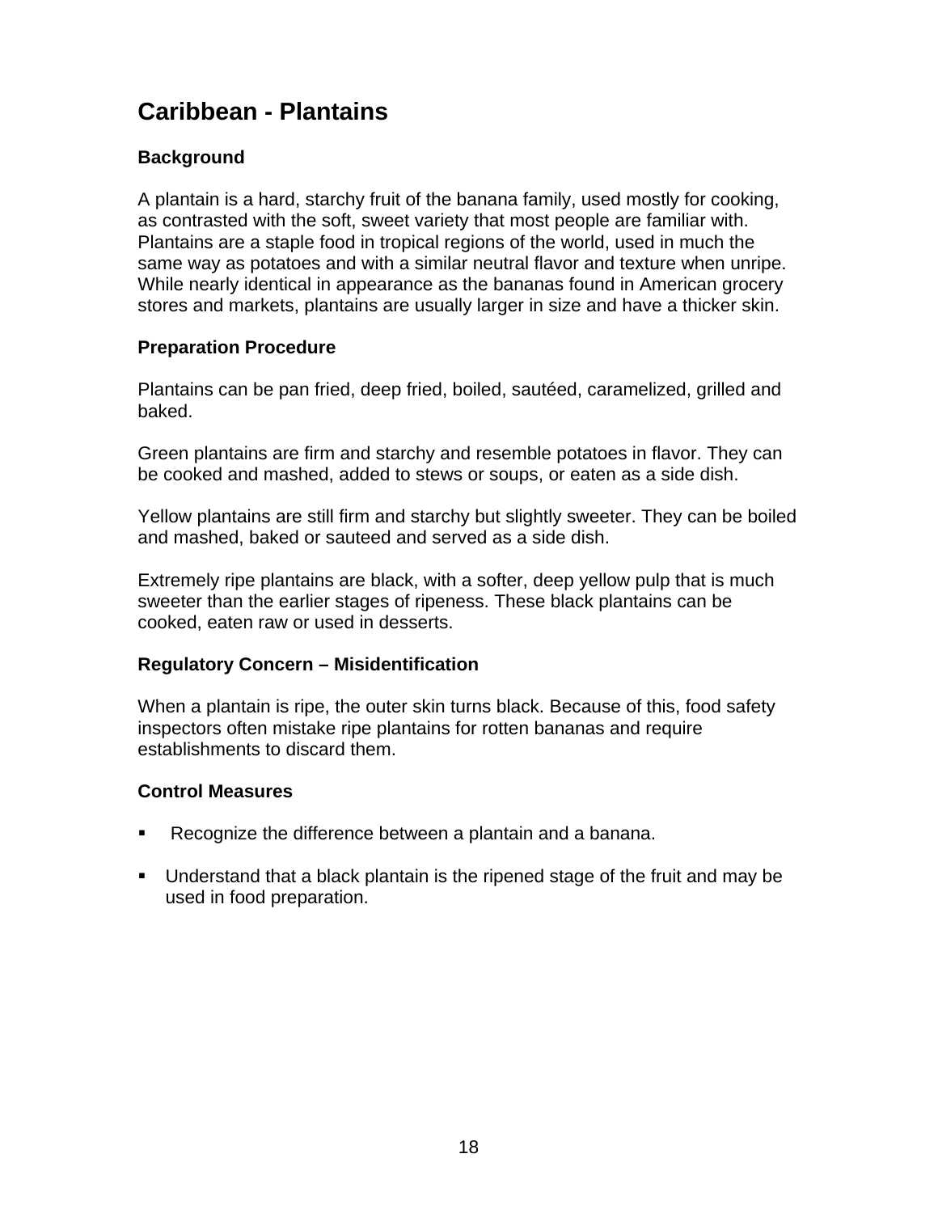# Caribbean - Plantains

### Background

A plantain is a hard, starchy fruit of the banana family, used mostly for cooking, as contrasted with the soft, sweet variety that most people are familiar with. Plantains are a staple food in tropical regions of the world, used in much the same way as potatoes and with a similar neutral flavor and texture when unripe. While nearly identical in appearance as the bananas found in American grocery stores and markets, plantains are usually larger in size and have a thicker skin.

### Preparation Procedure

Plantains can be pan fried, deep fried, boiled, sautéed, caramelized, grilled and baked.

Green plantains are firm and starchy and resemble potatoes in flavor. They can be cooked and mashed, added to stews or soups, or eaten as a side dish.

Yellow plantains are still firm and starchy but slightly sweeter. They can be boiled and mashed, baked or sauteed and served as a side dish.

Extremely ripe plantains are black, with a softer, deep yellow pulp that is much sweeter than the earlier stages of ripeness. These black plantains can be cooked, eaten raw or used in desserts.

### Regulatory Concern – Misidentification

When a plantain is ripe, the outer skin turns black. Because of this, food safety inspectors often mistake ripe plantains for rotten bananas and require establishments to discard them.

### Control Measures

- Recognize the difference between a plantain and a banana.
- Understand that a black plantain is the ripened stage of the fruit and may be used in food preparation.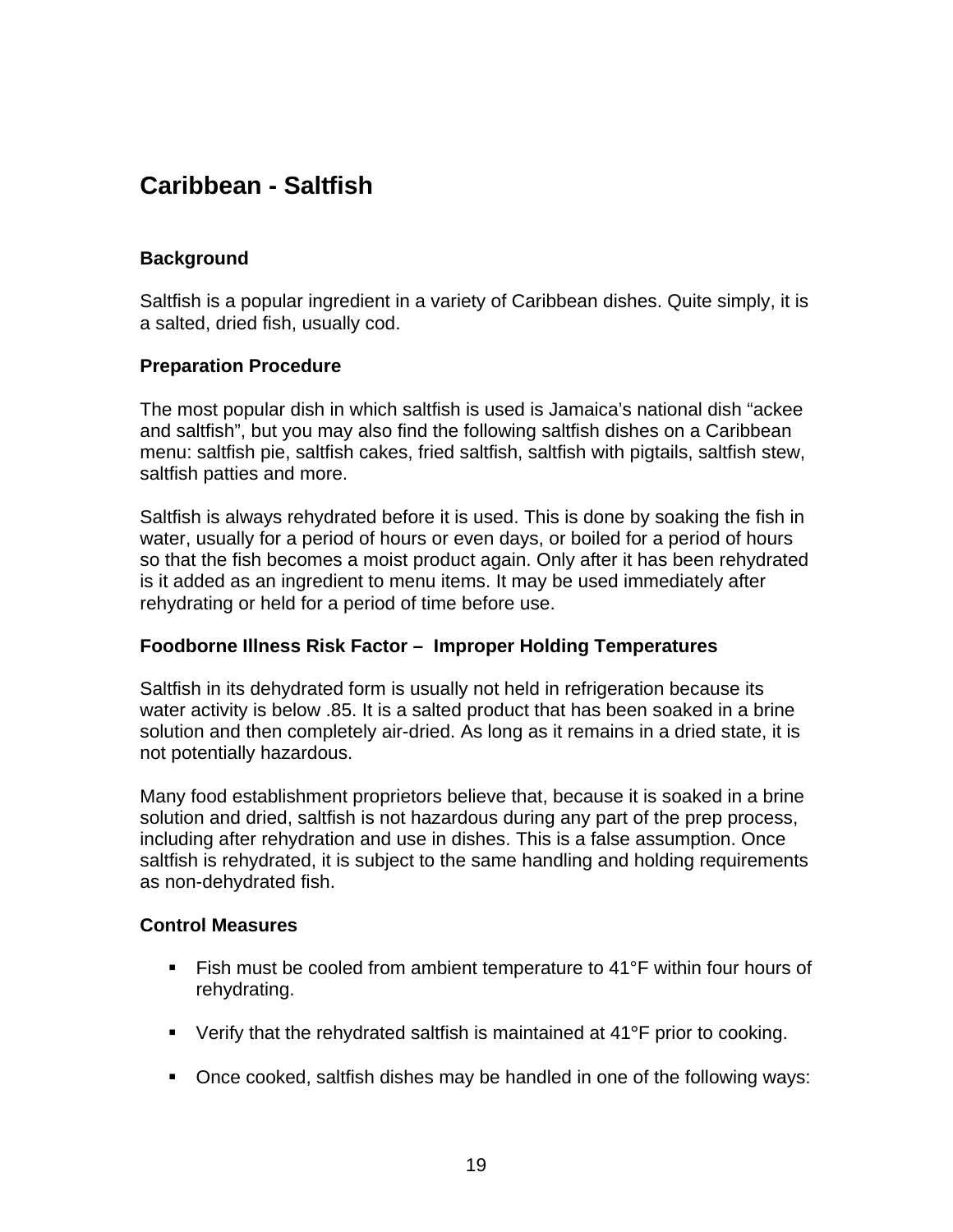# Caribbean - Saltfish

### Background

Saltfish is a popular ingredient in a variety of Caribbean dishes. Quite simply, it is a salted, dried fish, usually cod.

### Preparation Procedure

The most popular dish in which saltfish is used is Jamaica's national dish "ackee and saltfish", but you may also find the following saltfish dishes on a Caribbean menu: saltfish pie, saltfish cakes, fried saltfish, saltfish with pigtails, saltfish stew, saltfish patties and more.

Saltfish is always rehydrated before it is used. This is done by soaking the fish in water, usually for a period of hours or even days, or boiled for a period of hours so that the fish becomes a moist product again. Only after it has been rehydrated is it added as an ingredient to menu items. It may be used immediately after rehydrating or held for a period of time before use.

### Foodborne Illness Risk Factor – Improper Holding Temperatures

Saltfish in its dehydrated form is usually not held in refrigeration because its water activity is below .85. It is a salted product that has been soaked in a brine solution and then completely air-dried. As long as it remains in a dried state, it is not potentially hazardous.

Many food establishment proprietors believe that, because it is soaked in a brine solution and dried, saltfish is not hazardous during any part of the prep process, including after rehydration and use in dishes. This is a false assumption. Once saltfish is rehydrated, it is subject to the same handling and holding requirements as non-dehydrated fish.

### Control Measures

- Fish must be cooled from ambient temperature to 41°F within four hours of rehydrating.
- Verify that the rehydrated saltfish is maintained at 41°F prior to cooking.
- Once cooked, saltfish dishes may be handled in one of the following ways: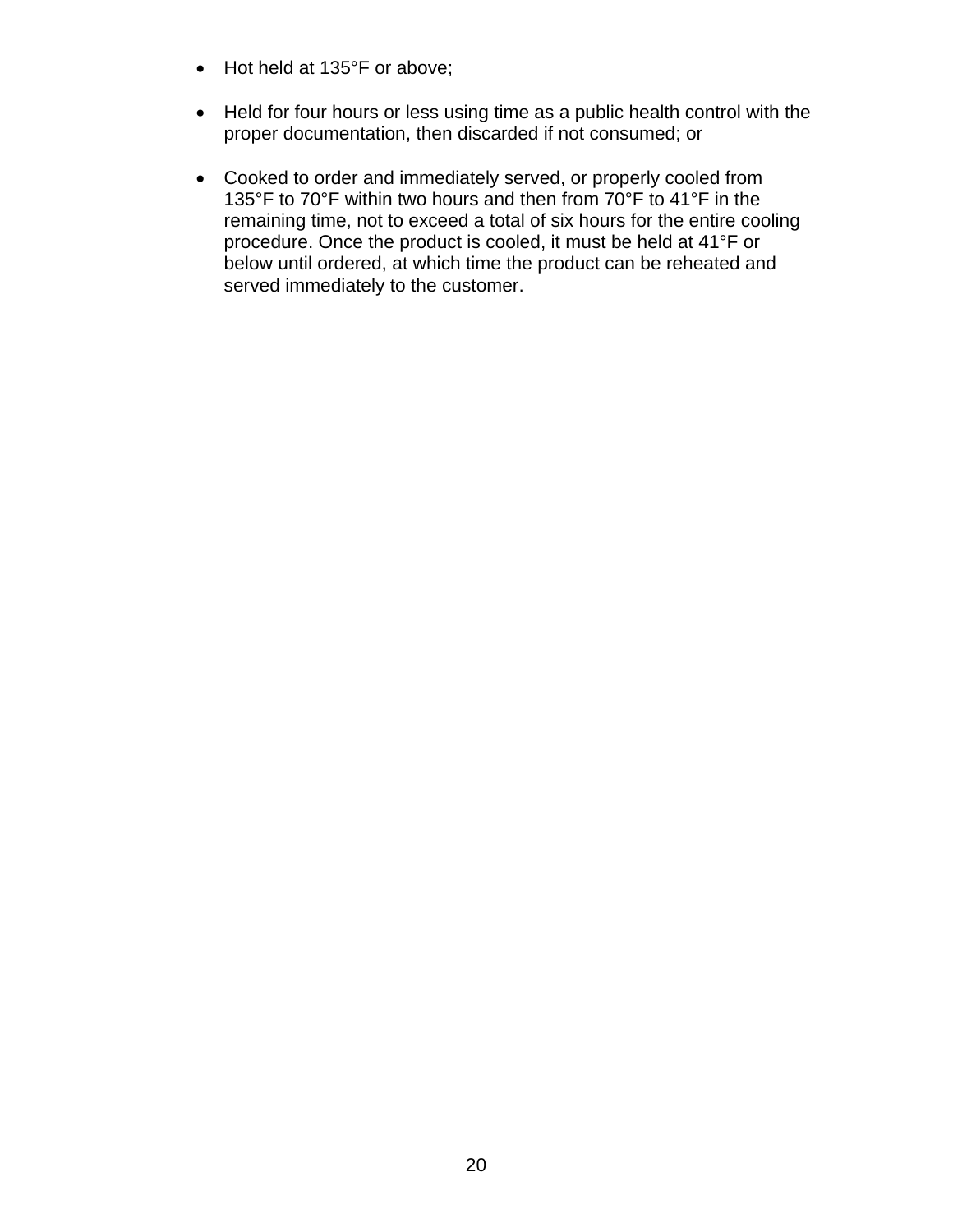- Hot held at 135°F or above;

- Held for four hours or less using time as a public health control with the proper documentation, then discarded if not consumed; or

- Cooked to order and immediately served, or properly cooled from 135°F to 70°F within two hours and then from 70°F to 41°F in the remaining time, not to exceed a total of six hours for the entire cooling procedure. Once the product is cooled, it must be held at 41°F or below until ordered, at which time the product can be reheated and served immediately to the customer.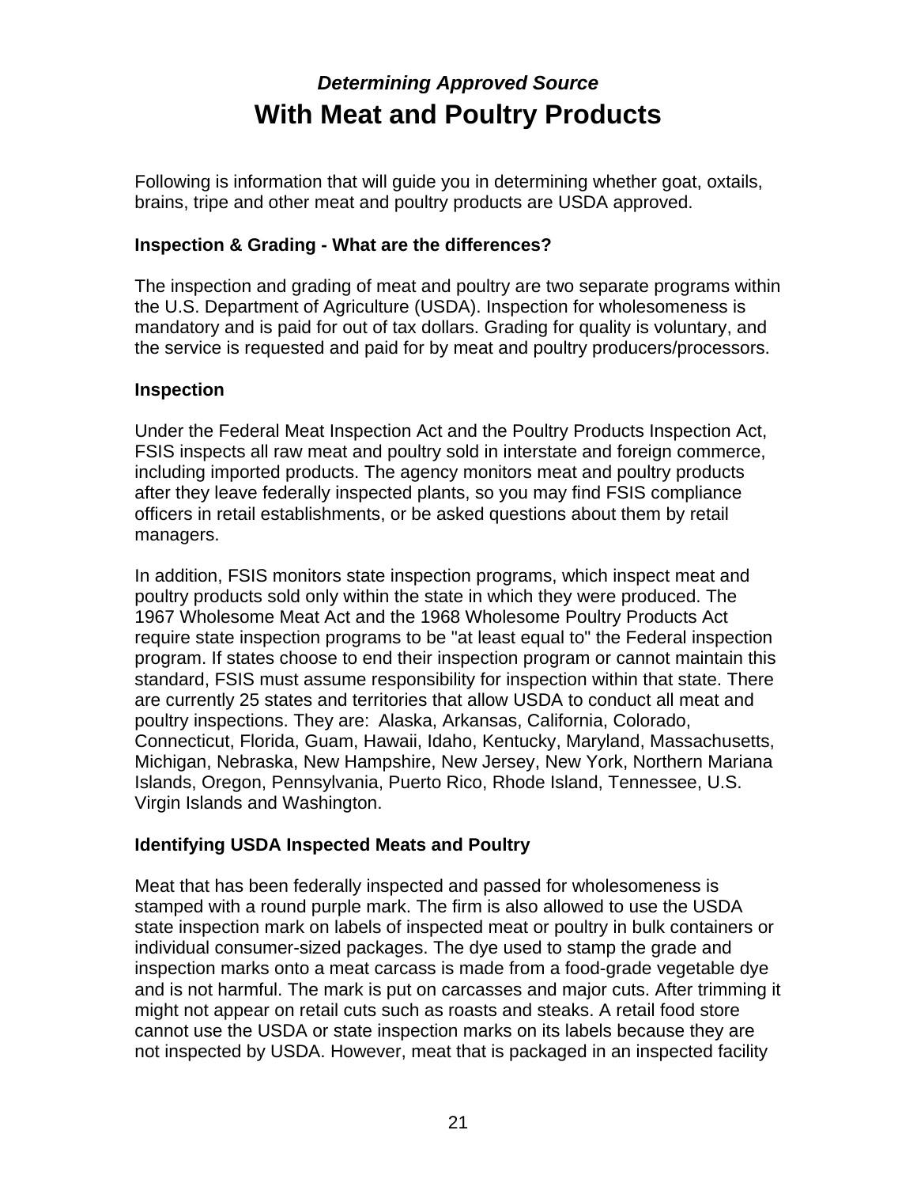# *Determining Approved Source*
# With Meat and Poultry Products

Following is information that will guide you in determining whether goat, oxtails, brains, tripe and other meat and poultry products are USDA approved.

**Inspection & Grading - What are the differences?**

The inspection and grading of meat and poultry are two separate programs within the U.S. Department of Agriculture (USDA). Inspection for wholesomeness is mandatory and is paid for out of tax dollars. Grading for quality is voluntary, and the service is requested and paid for by meat and poultry producers/processors.

**Inspection**

Under the Federal Meat Inspection Act and the Poultry Products Inspection Act, FSIS inspects all raw meat and poultry sold in interstate and foreign commerce, including imported products. The agency monitors meat and poultry products after they leave federally inspected plants, so you may find FSIS compliance officers in retail establishments, or be asked questions about them by retail managers.

In addition, FSIS monitors state inspection programs, which inspect meat and poultry products sold only within the state in which they were produced. The 1967 Wholesome Meat Act and the 1968 Wholesome Poultry Products Act require state inspection programs to be "at least equal to" the Federal inspection program. If states choose to end their inspection program or cannot maintain this standard, FSIS must assume responsibility for inspection within that state. There are currently 25 states and territories that allow USDA to conduct all meat and poultry inspections. They are: Alaska, Arkansas, California, Colorado, Connecticut, Florida, Guam, Hawaii, Idaho, Kentucky, Maryland, Massachusetts, Michigan, Nebraska, New Hampshire, New Jersey, New York, Northern Mariana Islands, Oregon, Pennsylvania, Puerto Rico, Rhode Island, Tennessee, U.S. Virgin Islands and Washington.

**Identifying USDA Inspected Meats and Poultry**

Meat that has been federally inspected and passed for wholesomeness is stamped with a round purple mark. The firm is also allowed to use the USDA state inspection mark on labels of inspected meat or poultry in bulk containers or individual consumer-sized packages. The dye used to stamp the grade and inspection marks onto a meat carcass is made from a food-grade vegetable dye and is not harmful. The mark is put on carcasses and major cuts. After trimming it might not appear on retail cuts such as roasts and steaks. A retail food store cannot use the USDA or state inspection marks on its labels because they are not inspected by USDA. However, meat that is packaged in an inspected facility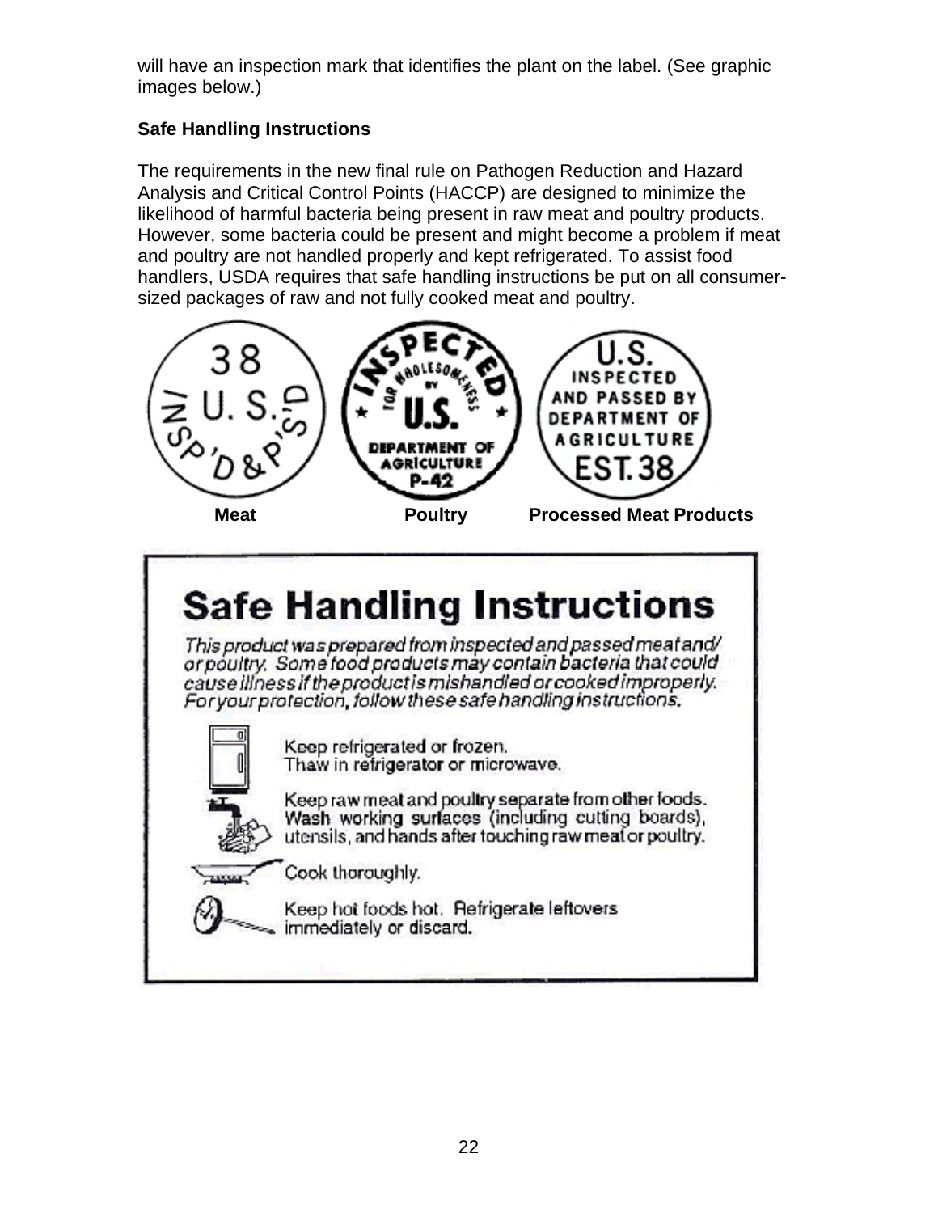will have an inspection mark that identifies the plant on the label. (See graphic images below.)

**Safe Handling Instructions**

The requirements in the new final rule on Pathogen Reduction and Hazard Analysis and Critical Control Points (HACCP) are designed to minimize the likelihood of harmful bacteria being present in raw meat and poultry products. However, some bacteria could be present and might become a problem if meat and poultry are not handled properly and kept refrigerated. To assist food handlers, USDA requires that safe handling instructions be put on all consumer-sized packages of raw and not fully cooked meat and poultry.

38 U.S. INSP'D & P'S'D

INSPECTED FOR WHOLESOMENESS BY U.S. DEPARTMENT OF AGRICULTURE P-42

U.S. INSPECTED AND PASSED BY DEPARTMENT OF AGRICULTURE EST. 38

**Meat** **Poultry** **Processed Meat Products**

# Safe Handling Instructions

*This product was prepared from inspected and passed meat and/or poultry. Some food products may contain bacteria that could cause illness if the product is mishandled or cooked improperly. For your protection, follow these safe handling instructions.*

Keep refrigerated or frozen.
Thaw in refrigerator or microwave.

Keep raw meat and poultry separate from other foods. Wash working surfaces (including cutting boards), utensils, and hands after touching raw meat or poultry.

Cook thoroughly.

Keep hot foods hot. Refrigerate leftovers immediately or discard.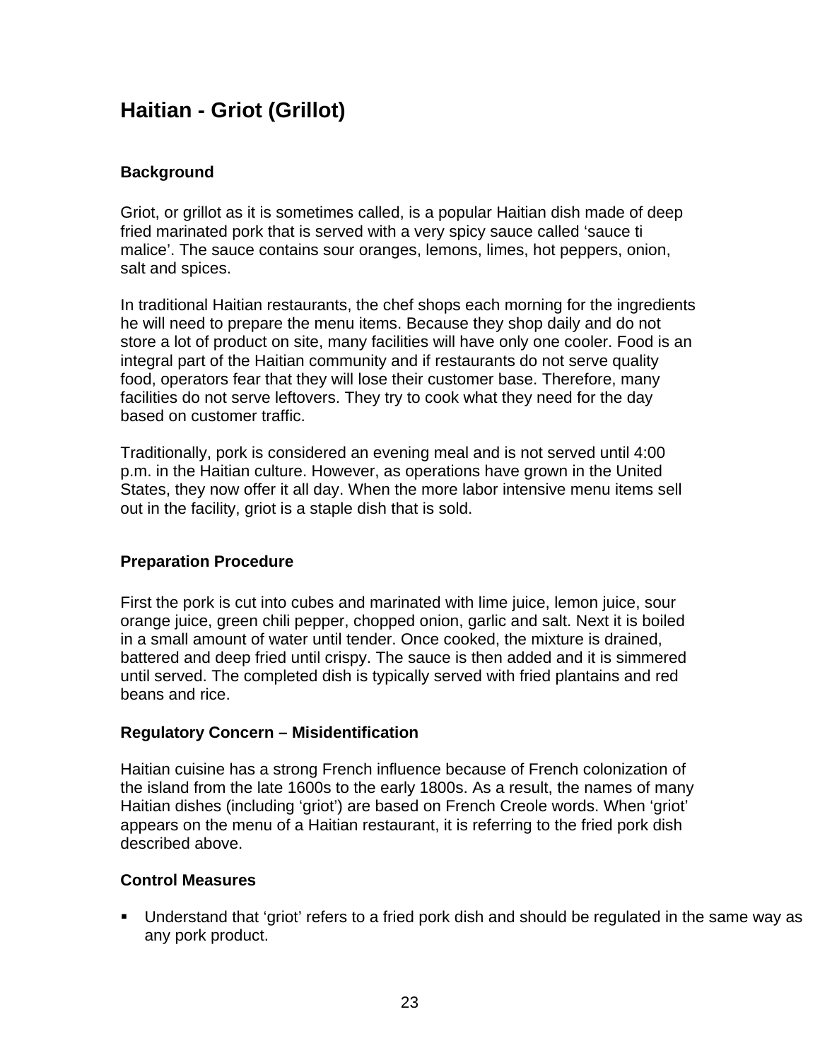# Haitian - Griot (Grillot)

### Background

Griot, or grillot as it is sometimes called, is a popular Haitian dish made of deep fried marinated pork that is served with a very spicy sauce called 'sauce ti malice'. The sauce contains sour oranges, lemons, limes, hot peppers, onion, salt and spices.

In traditional Haitian restaurants, the chef shops each morning for the ingredients he will need to prepare the menu items. Because they shop daily and do not store a lot of product on site, many facilities will have only one cooler. Food is an integral part of the Haitian community and if restaurants do not serve quality food, operators fear that they will lose their customer base. Therefore, many facilities do not serve leftovers. They try to cook what they need for the day based on customer traffic.

Traditionally, pork is considered an evening meal and is not served until 4:00 p.m. in the Haitian culture. However, as operations have grown in the United States, they now offer it all day. When the more labor intensive menu items sell out in the facility, griot is a staple dish that is sold.

### Preparation Procedure

First the pork is cut into cubes and marinated with lime juice, lemon juice, sour orange juice, green chili pepper, chopped onion, garlic and salt. Next it is boiled in a small amount of water until tender. Once cooked, the mixture is drained, battered and deep fried until crispy. The sauce is then added and it is simmered until served. The completed dish is typically served with fried plantains and red beans and rice.

### Regulatory Concern – Misidentification

Haitian cuisine has a strong French influence because of French colonization of the island from the late 1600s to the early 1800s. As a result, the names of many Haitian dishes (including 'griot') are based on French Creole words. When 'griot' appears on the menu of a Haitian restaurant, it is referring to the fried pork dish described above.

### Control Measures

- Understand that 'griot' refers to a fried pork dish and should be regulated in the same way as any pork product.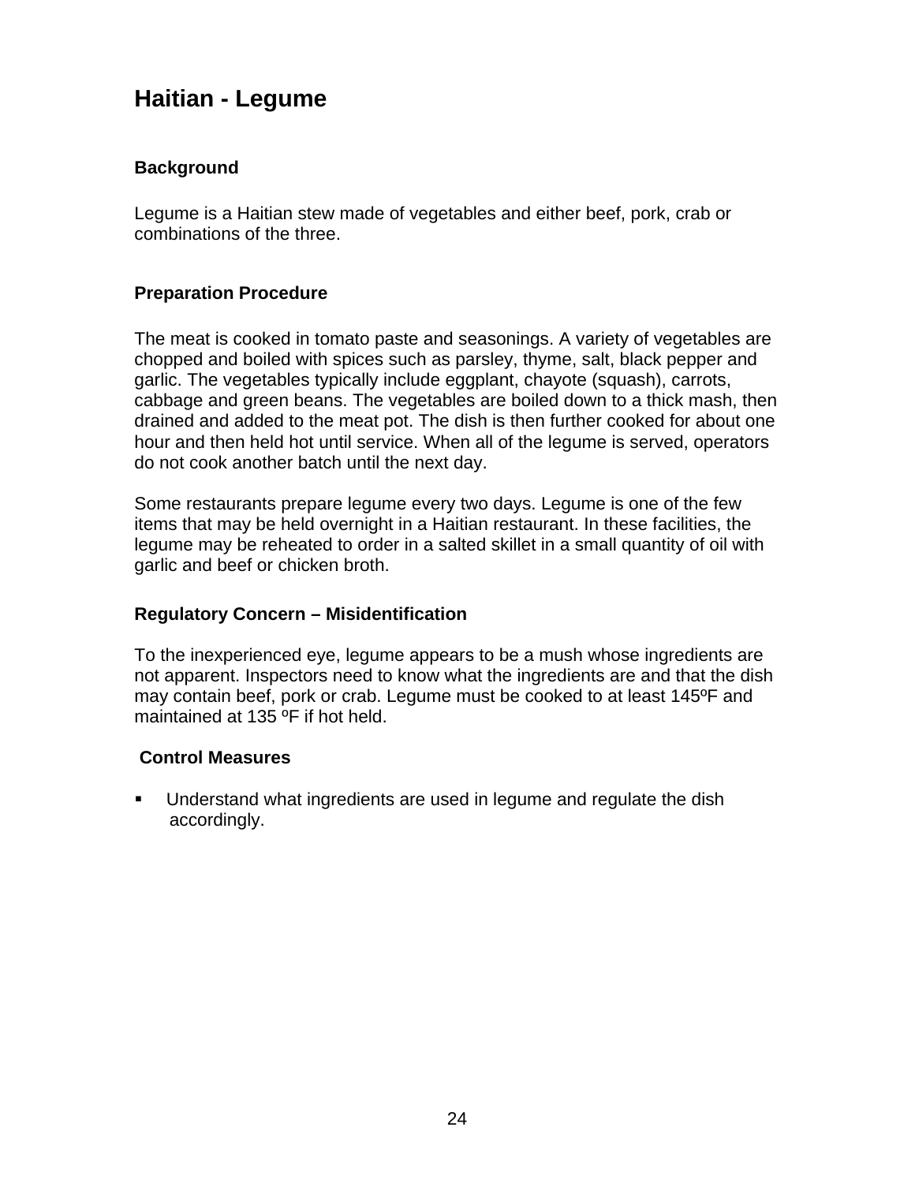## Haitian - Legume

### Background

Legume is a Haitian stew made of vegetables and either beef, pork, crab or combinations of the three.

### Preparation Procedure

The meat is cooked in tomato paste and seasonings. A variety of vegetables are chopped and boiled with spices such as parsley, thyme, salt, black pepper and garlic. The vegetables typically include eggplant, chayote (squash), carrots, cabbage and green beans. The vegetables are boiled down to a thick mash, then drained and added to the meat pot. The dish is then further cooked for about one hour and then held hot until service. When all of the legume is served, operators do not cook another batch until the next day.

Some restaurants prepare legume every two days. Legume is one of the few items that may be held overnight in a Haitian restaurant. In these facilities, the legume may be reheated to order in a salted skillet in a small quantity of oil with garlic and beef or chicken broth.

### Regulatory Concern – Misidentification

To the inexperienced eye, legume appears to be a mush whose ingredients are not apparent. Inspectors need to know what the ingredients are and that the dish may contain beef, pork or crab. Legume must be cooked to at least 145ºF and maintained at 135 ºF if hot held.

### Control Measures

- Understand what ingredients are used in legume and regulate the dish accordingly.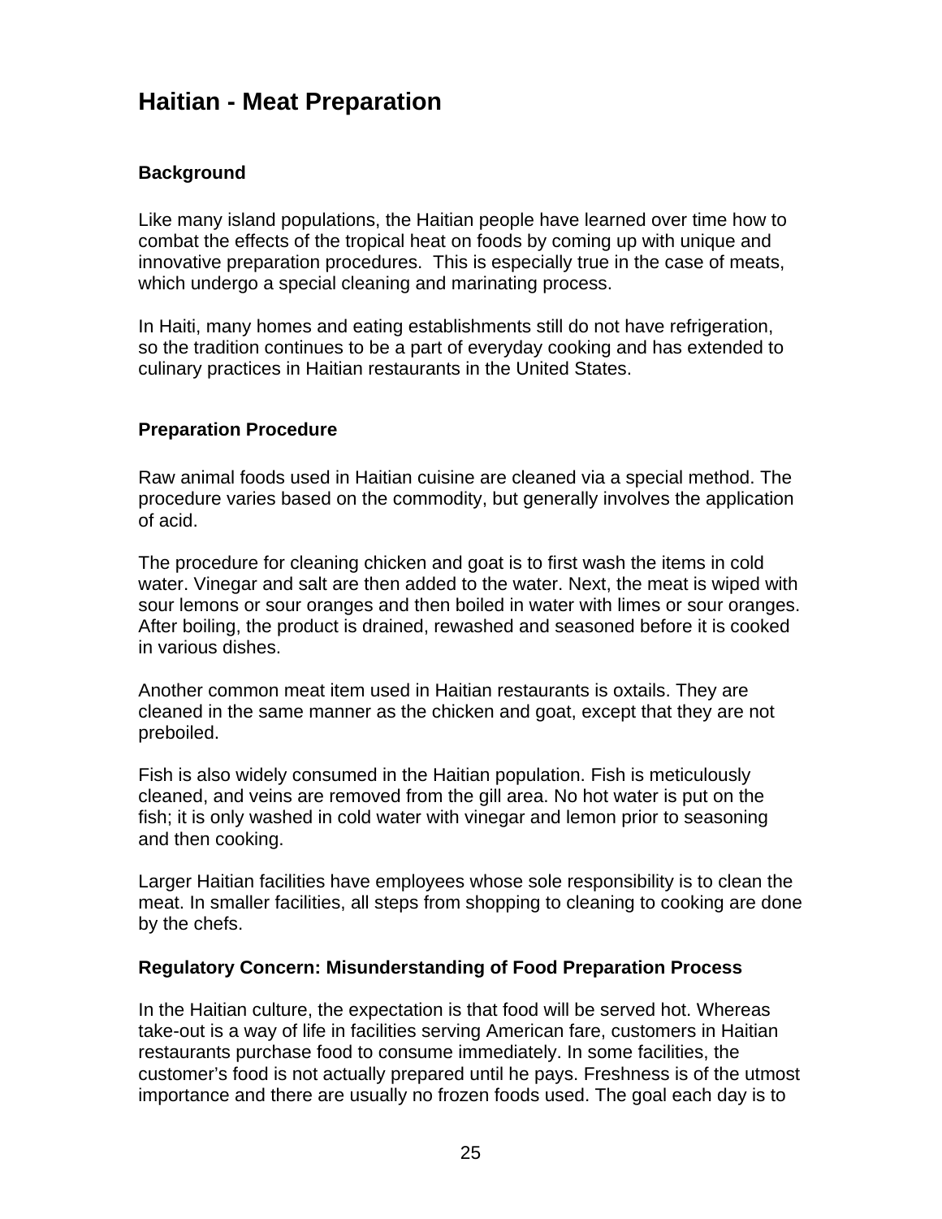# Haitian - Meat Preparation

### Background

Like many island populations, the Haitian people have learned over time how to combat the effects of the tropical heat on foods by coming up with unique and innovative preparation procedures. This is especially true in the case of meats, which undergo a special cleaning and marinating process.

In Haiti, many homes and eating establishments still do not have refrigeration, so the tradition continues to be a part of everyday cooking and has extended to culinary practices in Haitian restaurants in the United States.

### Preparation Procedure

Raw animal foods used in Haitian cuisine are cleaned via a special method. The procedure varies based on the commodity, but generally involves the application of acid.

The procedure for cleaning chicken and goat is to first wash the items in cold water. Vinegar and salt are then added to the water. Next, the meat is wiped with sour lemons or sour oranges and then boiled in water with limes or sour oranges. After boiling, the product is drained, rewashed and seasoned before it is cooked in various dishes.

Another common meat item used in Haitian restaurants is oxtails. They are cleaned in the same manner as the chicken and goat, except that they are not preboiled.

Fish is also widely consumed in the Haitian population. Fish is meticulously cleaned, and veins are removed from the gill area. No hot water is put on the fish; it is only washed in cold water with vinegar and lemon prior to seasoning and then cooking.

Larger Haitian facilities have employees whose sole responsibility is to clean the meat. In smaller facilities, all steps from shopping to cleaning to cooking are done by the chefs.

### Regulatory Concern: Misunderstanding of Food Preparation Process

In the Haitian culture, the expectation is that food will be served hot. Whereas take-out is a way of life in facilities serving American fare, customers in Haitian restaurants purchase food to consume immediately. In some facilities, the customer's food is not actually prepared until he pays. Freshness is of the utmost importance and there are usually no frozen foods used. The goal each day is to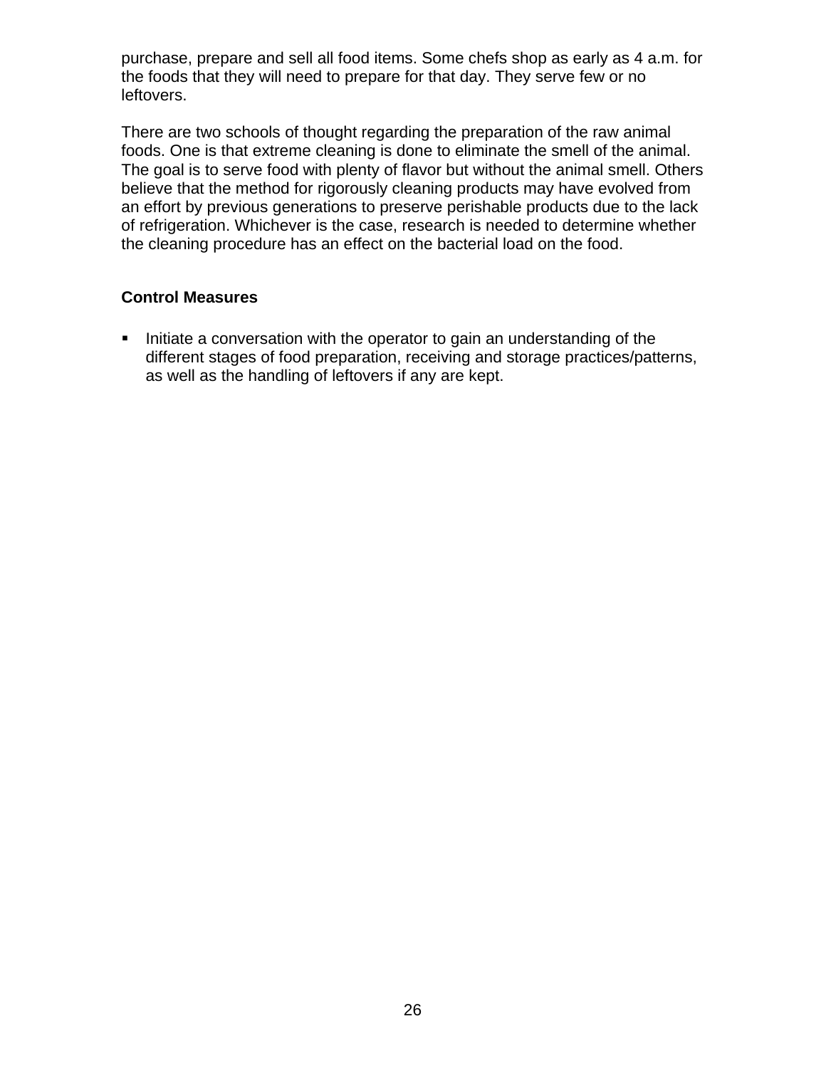purchase, prepare and sell all food items. Some chefs shop as early as 4 a.m. for the foods that they will need to prepare for that day. They serve few or no leftovers.

There are two schools of thought regarding the preparation of the raw animal foods. One is that extreme cleaning is done to eliminate the smell of the animal. The goal is to serve food with plenty of flavor but without the animal smell. Others believe that the method for rigorously cleaning products may have evolved from an effort by previous generations to preserve perishable products due to the lack of refrigeration. Whichever is the case, research is needed to determine whether the cleaning procedure has an effect on the bacterial load on the food.

**Control Measures**

- Initiate a conversation with the operator to gain an understanding of the different stages of food preparation, receiving and storage practices/patterns, as well as the handling of leftovers if any are kept.